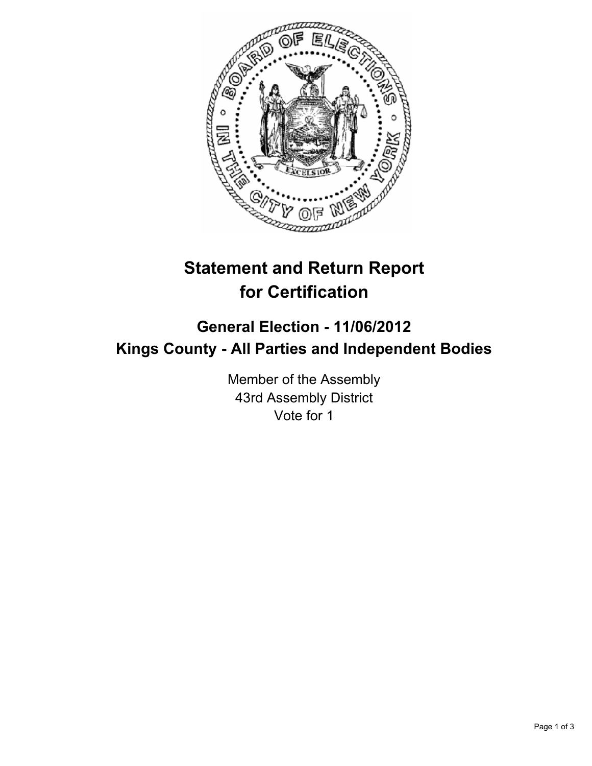# Statement and Return Report for Certification

## General Election - 11/06/2012
## Kings County - All Parties and Independent Bodies

Member of the Assembly
43rd Assembly District
Vote for 1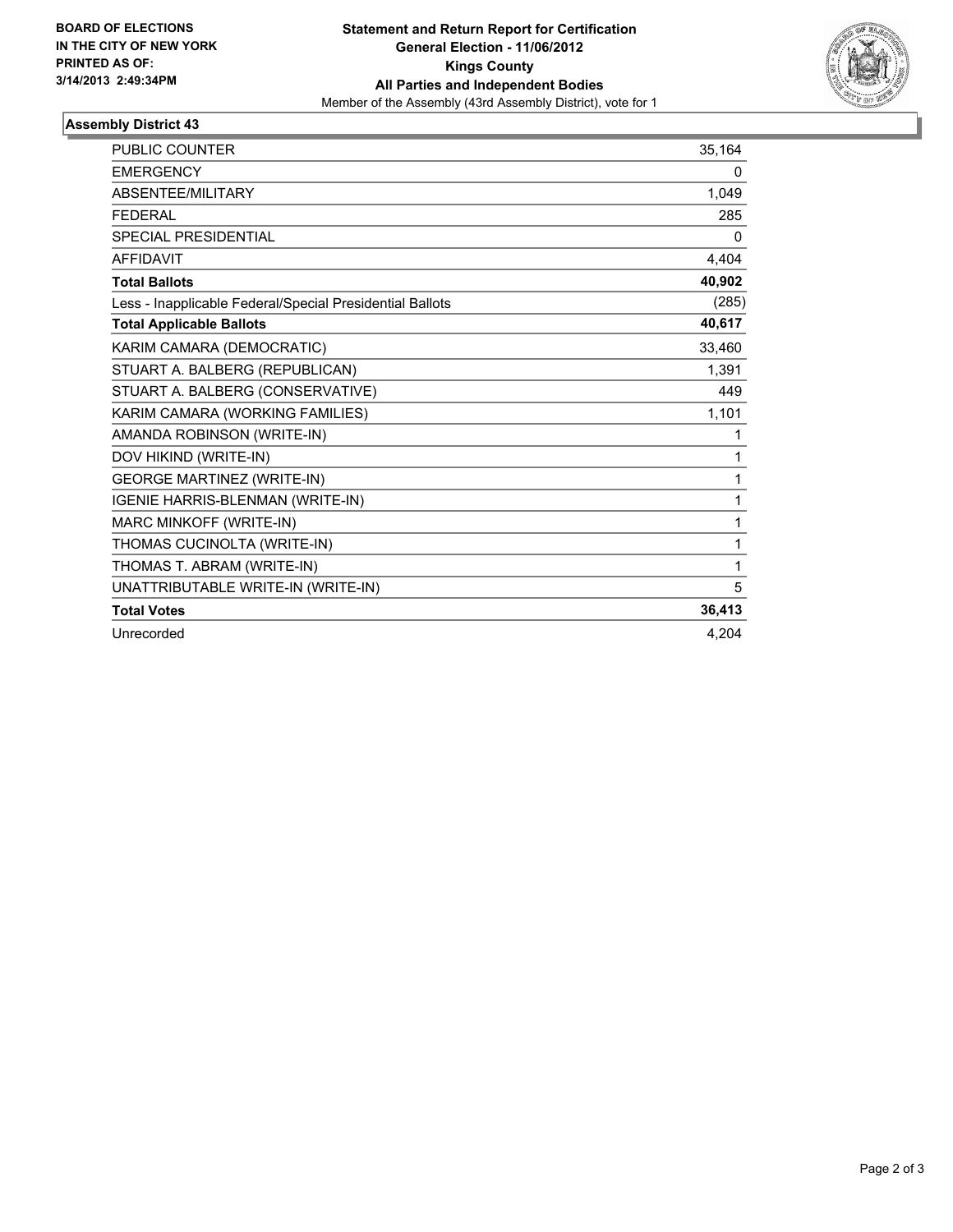**BOARD OF ELECTIONS IN THE CITY OF NEW YORK PRINTED AS OF: 3/14/2013 2:49:34PM**

**Statement and Return Report for Certification**
**General Election - 11/06/2012**
**Kings County**
**All Parties and Independent Bodies**
Member of the Assembly (43rd Assembly District), vote for 1

## Assembly District 43

| | |
|---|---|
| PUBLIC COUNTER | 35,164 |
| EMERGENCY | 0 |
| ABSENTEE/MILITARY | 1,049 |
| FEDERAL | 285 |
| SPECIAL PRESIDENTIAL | 0 |
| AFFIDAVIT | 4,404 |
| **Total Ballots** | **40,902** |
| Less - Inapplicable Federal/Special Presidential Ballots | (285) |
| **Total Applicable Ballots** | **40,617** |
| KARIM CAMARA (DEMOCRATIC) | 33,460 |
| STUART A. BALBERG (REPUBLICAN) | 1,391 |
| STUART A. BALBERG (CONSERVATIVE) | 449 |
| KARIM CAMARA (WORKING FAMILIES) | 1,101 |
| AMANDA ROBINSON (WRITE-IN) | 1 |
| DOV HIKIND (WRITE-IN) | 1 |
| GEORGE MARTINEZ (WRITE-IN) | 1 |
| IGENIE HARRIS-BLENMAN (WRITE-IN) | 1 |
| MARC MINKOFF (WRITE-IN) | 1 |
| THOMAS CUCINOLTA (WRITE-IN) | 1 |
| THOMAS T. ABRAM (WRITE-IN) | 1 |
| UNATTRIBUTABLE WRITE-IN (WRITE-IN) | 5 |
| **Total Votes** | **36,413** |
| Unrecorded | 4,204 |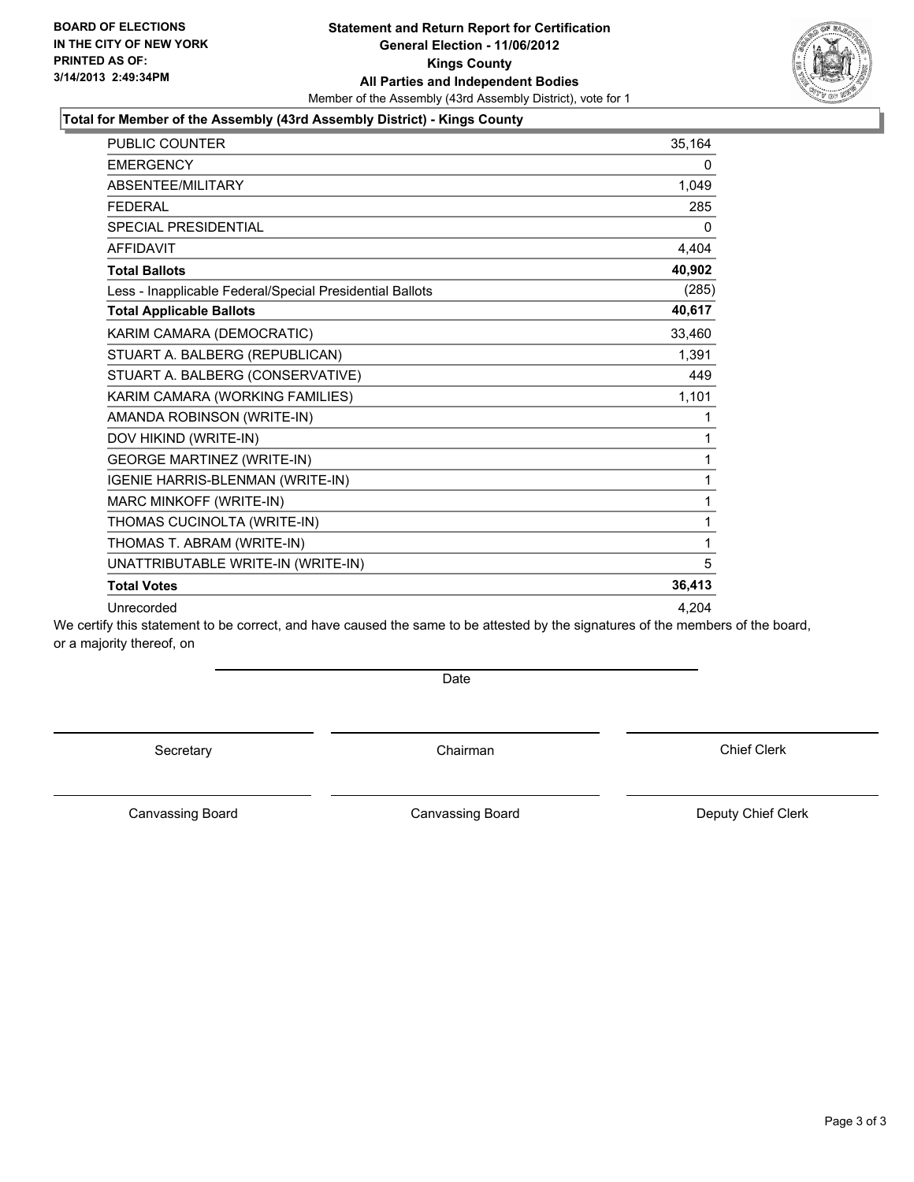**BOARD OF ELECTIONS IN THE CITY OF NEW YORK PRINTED AS OF: 3/14/2013 2:49:34PM**

**Statement and Return Report for Certification**
**General Election - 11/06/2012**
**Kings County**
**All Parties and Independent Bodies**
Member of the Assembly (43rd Assembly District), vote for 1

**Total for Member of the Assembly (43rd Assembly District) - Kings County**

| | |
|---|---|
| PUBLIC COUNTER | 35,164 |
| EMERGENCY | 0 |
| ABSENTEE/MILITARY | 1,049 |
| FEDERAL | 285 |
| SPECIAL PRESIDENTIAL | 0 |
| AFFIDAVIT | 4,404 |
| **Total Ballots** | **40,902** |
| Less - Inapplicable Federal/Special Presidential Ballots | (285) |
| **Total Applicable Ballots** | **40,617** |
| KARIM CAMARA (DEMOCRATIC) | 33,460 |
| STUART A. BALBERG (REPUBLICAN) | 1,391 |
| STUART A. BALBERG (CONSERVATIVE) | 449 |
| KARIM CAMARA (WORKING FAMILIES) | 1,101 |
| AMANDA ROBINSON (WRITE-IN) | 1 |
| DOV HIKIND (WRITE-IN) | 1 |
| GEORGE MARTINEZ (WRITE-IN) | 1 |
| IGENIE HARRIS-BLENMAN (WRITE-IN) | 1 |
| MARC MINKOFF (WRITE-IN) | 1 |
| THOMAS CUCINOLTA (WRITE-IN) | 1 |
| THOMAS T. ABRAM (WRITE-IN) | 1 |
| UNATTRIBUTABLE WRITE-IN (WRITE-IN) | 5 |
| **Total Votes** | **36,413** |
| Unrecorded | 4,204 |

We certify this statement to be correct, and have caused the same to be attested by the signatures of the members of the board, or a majority thereof, on

Date

Secretary

Chairman

Chief Clerk

Canvassing Board

Canvassing Board

Deputy Chief Clerk